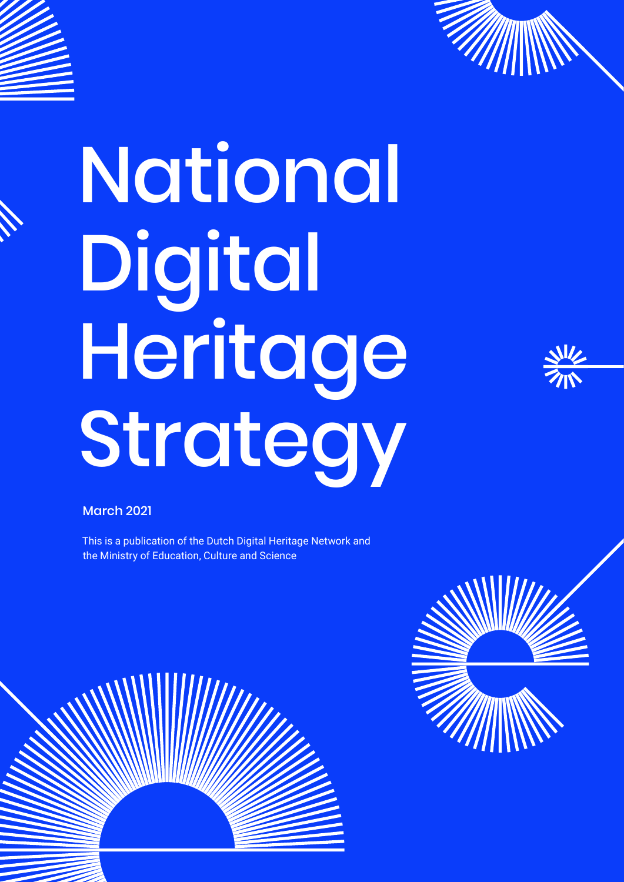# National Digital Heritage Strategy

March 2021

This is a publication of the Dutch Digital Heritage Network and the Ministry of Education, Culture and Science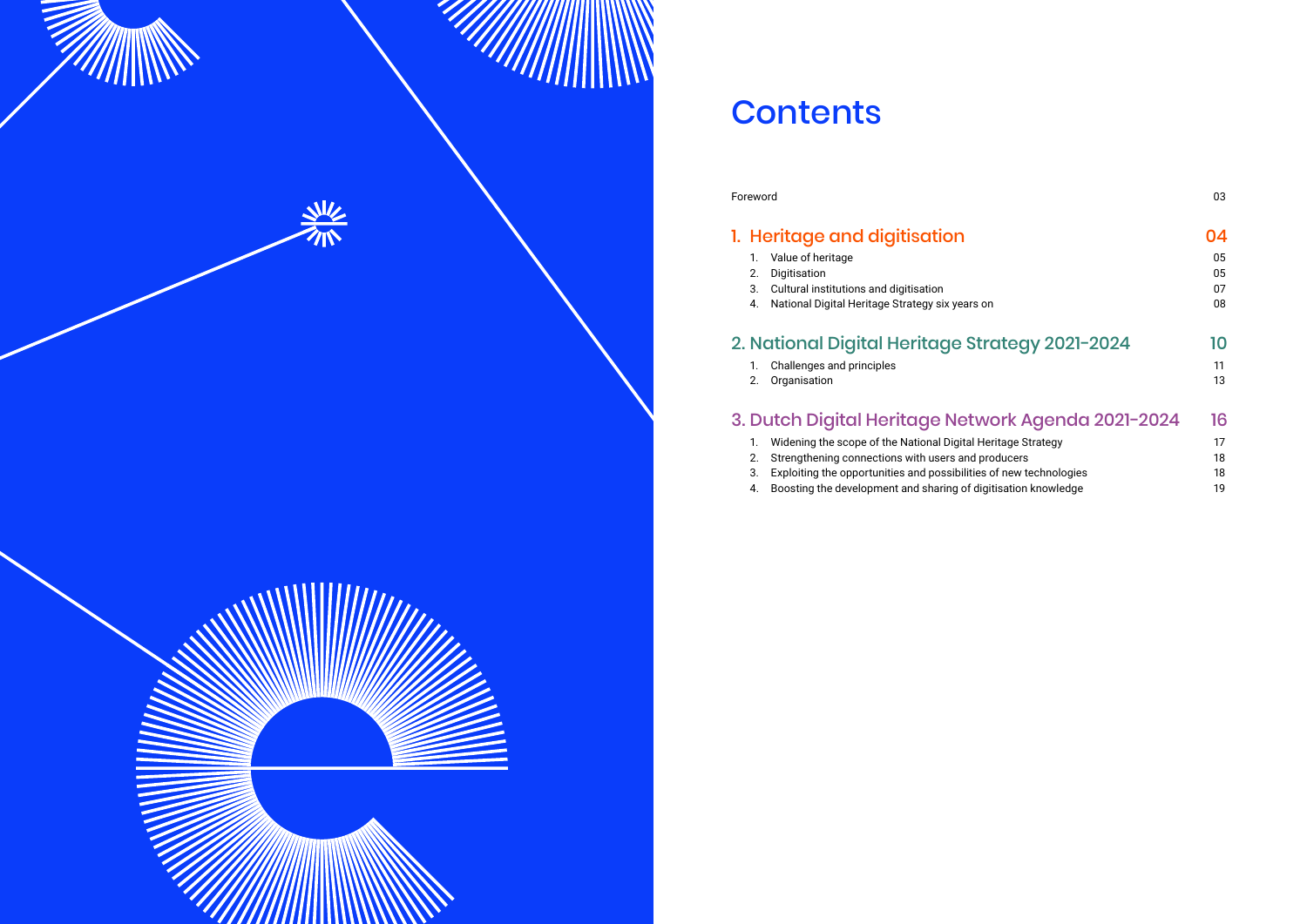# Contents

Foreword 03

## 1. Heritage and digitisation 04

1. Value of heritage 05
2. Digitisation 05
3. Cultural institutions and digitisation 07
4. National Digital Heritage Strategy six years on 08

## 2. National Digital Heritage Strategy 2021-2024 10

1. Challenges and principles 11
2. Organisation 13

## 3. Dutch Digital Heritage Network Agenda 2021-2024 16

1. Widening the scope of the National Digital Heritage Strategy 17
2. Strengthening connections with users and producers 18
3. Exploiting the opportunities and possibilities of new technologies 18
4. Boosting the development and sharing of digitisation knowledge 19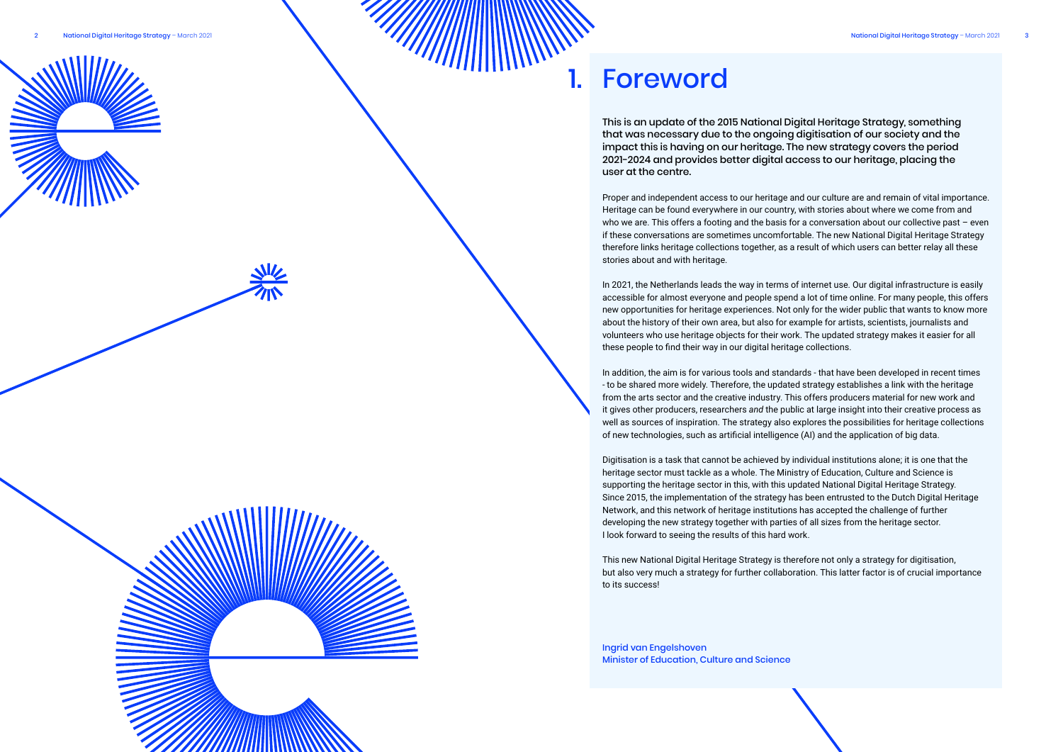# 1. Foreword

**This is an update of the 2015 National Digital Heritage Strategy, something that was necessary due to the ongoing digitisation of our society and the impact this is having on our heritage. The new strategy covers the period 2021-2024 and provides better digital access to our heritage, placing the user at the centre.**

Proper and independent access to our heritage and our culture are and remain of vital importance. Heritage can be found everywhere in our country, with stories about where we come from and who we are. This offers a footing and the basis for a conversation about our collective past – even if these conversations are sometimes uncomfortable. The new National Digital Heritage Strategy therefore links heritage collections together, as a result of which users can better relay all these stories about and with heritage.

In 2021, the Netherlands leads the way in terms of internet use. Our digital infrastructure is easily accessible for almost everyone and people spend a lot of time online. For many people, this offers new opportunities for heritage experiences. Not only for the wider public that wants to know more about the history of their own area, but also for example for artists, scientists, journalists and volunteers who use heritage objects for their work. The updated strategy makes it easier for all these people to find their way in our digital heritage collections.

In addition, the aim is for various tools and standards - that have been developed in recent times - to be shared more widely. Therefore, the updated strategy establishes a link with the heritage from the arts sector and the creative industry. This offers producers material for new work and it gives other producers, researchers *and* the public at large insight into their creative process as well as sources of inspiration. The strategy also explores the possibilities for heritage collections of new technologies, such as artificial intelligence (AI) and the application of big data.

Digitisation is a task that cannot be achieved by individual institutions alone; it is one that the heritage sector must tackle as a whole. The Ministry of Education, Culture and Science is supporting the heritage sector in this, with this updated National Digital Heritage Strategy. Since 2015, the implementation of the strategy has been entrusted to the Dutch Digital Heritage Network, and this network of heritage institutions has accepted the challenge of further developing the new strategy together with parties of all sizes from the heritage sector. I look forward to seeing the results of this hard work.

This new National Digital Heritage Strategy is therefore not only a strategy for digitisation, but also very much a strategy for further collaboration. This latter factor is of crucial importance to its success!

Ingrid van Engelshoven
Minister of Education, Culture and Science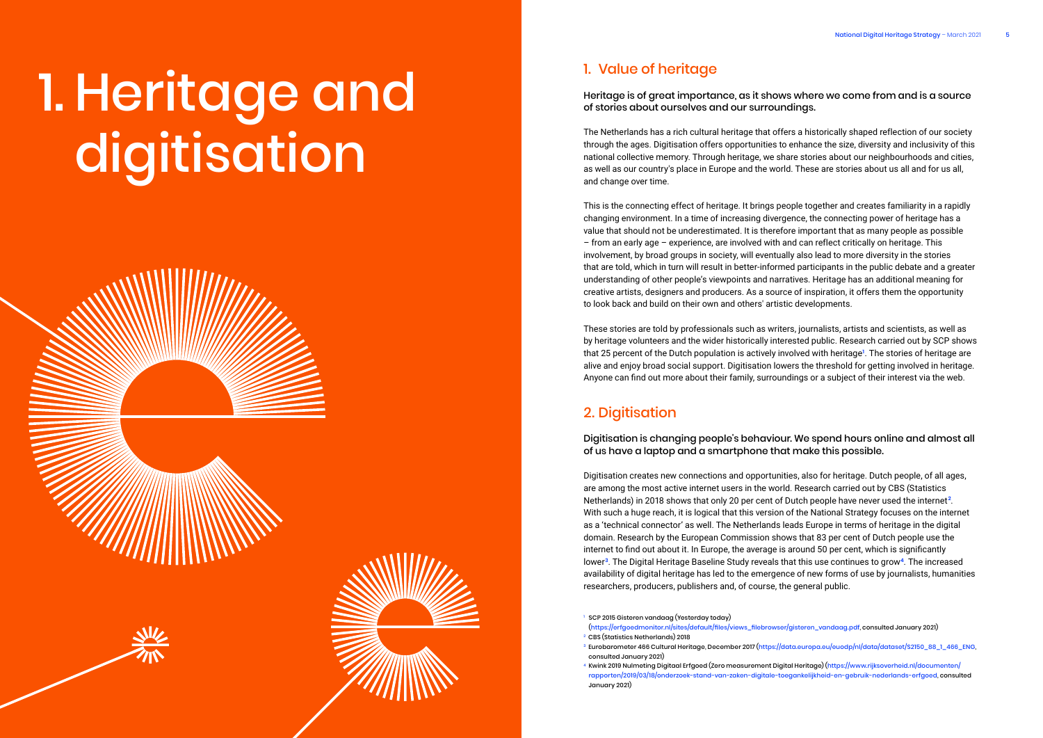# 1. Heritage and digitisation

## 1. Value of heritage

**Heritage is of great importance, as it shows where we come from and is a source of stories about ourselves and our surroundings.**

The Netherlands has a rich cultural heritage that offers a historically shaped reflection of our society through the ages. Digitisation offers opportunities to enhance the size, diversity and inclusivity of this national collective memory. Through heritage, we share stories about our neighbourhoods and cities, as well as our country's place in Europe and the world. These are stories about us all and for us all, and change over time.

This is the connecting effect of heritage. It brings people together and creates familiarity in a rapidly changing environment. In a time of increasing divergence, the connecting power of heritage has a value that should not be underestimated. It is therefore important that as many people as possible – from an early age – experience, are involved with and can reflect critically on heritage. This involvement, by broad groups in society, will eventually also lead to more diversity in the stories that are told, which in turn will result in better-informed participants in the public debate and a greater understanding of other people's viewpoints and narratives. Heritage has an additional meaning for creative artists, designers and producers. As a source of inspiration, it offers them the opportunity to look back and build on their own and others' artistic developments.

These stories are told by professionals such as writers, journalists, artists and scientists, as well as by heritage volunteers and the wider historically interested public. Research carried out by SCP shows that 25 percent of the Dutch population is actively involved with heritage[1]. The stories of heritage are alive and enjoy broad social support. Digitisation lowers the threshold for getting involved in heritage. Anyone can find out more about their family, surroundings or a subject of their interest via the web.

## 2. Digitisation

**Digitisation is changing people's behaviour. We spend hours online and almost all of us have a laptop and a smartphone that make this possible.**

Digitisation creates new connections and opportunities, also for heritage. Dutch people, of all ages, are among the most active internet users in the world. Research carried out by CBS (Statistics Netherlands) in 2018 shows that only 20 per cent of Dutch people have never used the internet[2]. With such a huge reach, it is logical that this version of the National Strategy focuses on the internet as a 'technical connector' as well. The Netherlands leads Europe in terms of heritage in the digital domain. Research by the European Commission shows that 83 per cent of Dutch people use the internet to find out about it. In Europe, the average is around 50 per cent, which is significantly lower[3]. The Digital Heritage Baseline Study reveals that this use continues to grow[4]. The increased availability of digital heritage has led to the emergence of new forms of use by journalists, humanities researchers, producers, publishers and, of course, the general public.

---

[1] SCP 2015 Gisteren vandaag (Yesterday today) (https://erfgoedmonitor.nl/sites/default/files/views_filebrowser/gisteren_vandaag.pdf, consulted January 2021)

[2] CBS (Statistics Netherlands) 2018

[3] Eurobarometer 466 Cultural Heritage, December 2017 (https://data.europa.eu/euodp/nl/data/dataset/S2150_88_1_466_ENG, consulted January 2021)

[4] Kwink 2019 Nulmeting Digitaal Erfgoed (Zero measurement Digital Heritage) (https://www.rijksoverheid.nl/documenten/rapporten/2019/03/18/onderzoek-stand-van-zaken-digitale-toegankelijkheid-en-gebruik-nederlands-erfgoed, consulted January 2021)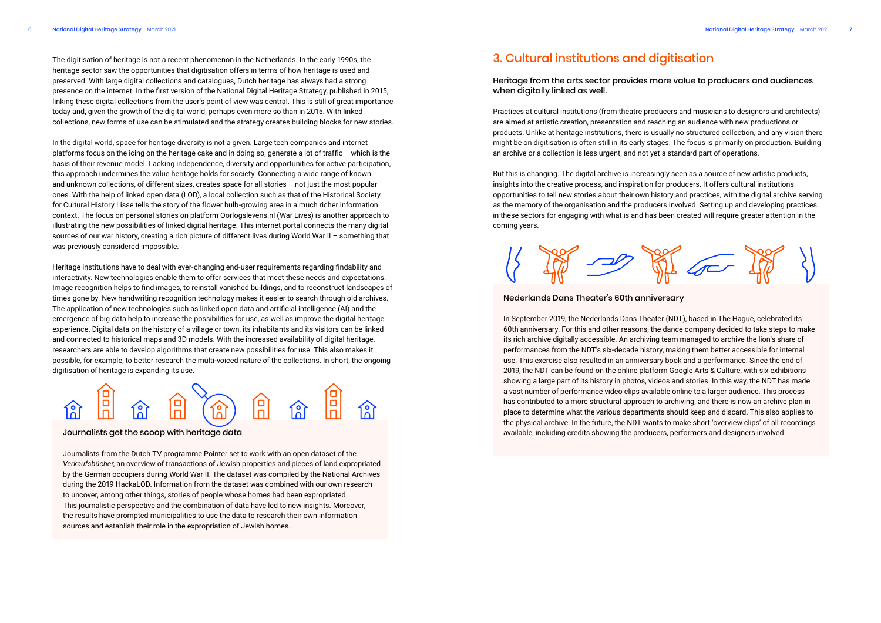The digitisation of heritage is not a recent phenomenon in the Netherlands. In the early 1990s, the heritage sector saw the opportunities that digitisation offers in terms of how heritage is used and preserved. With large digital collections and catalogues, Dutch heritage has always had a strong presence on the internet. In the first version of the National Digital Heritage Strategy, published in 2015, linking these digital collections from the user's point of view was central. This is still of great importance today and, given the growth of the digital world, perhaps even more so than in 2015. With linked collections, new forms of use can be stimulated and the strategy creates building blocks for new stories.

In the digital world, space for heritage diversity is not a given. Large tech companies and internet platforms focus on the icing on the heritage cake and in doing so, generate a lot of traffic – which is the basis of their revenue model. Lacking independence, diversity and opportunities for active participation, this approach undermines the value heritage holds for society. Connecting a wide range of known and unknown collections, of different sizes, creates space for all stories – not just the most popular ones. With the help of linked open data (LOD), a local collection such as that of the Historical Society for Cultural History Lisse tells the story of the flower bulb-growing area in a much richer information context. The focus on personal stories on platform Oorlogslevens.nl (War Lives) is another approach to illustrating the new possibilities of linked digital heritage. This internet portal connects the many digital sources of our war history, creating a rich picture of different lives during World War II – something that was previously considered impossible.

Heritage institutions have to deal with ever-changing end-user requirements regarding findability and interactivity. New technologies enable them to offer services that meet these needs and expectations. Image recognition helps to find images, to reinstall vanished buildings, and to reconstruct landscapes of times gone by. New handwriting recognition technology makes it easier to search through old archives. The application of new technologies such as linked open data and artificial intelligence (AI) and the emergence of big data help to increase the possibilities for use, as well as improve the digital heritage experience. Digital data on the history of a village or town, its inhabitants and its visitors can be linked and connected to historical maps and 3D models. With the increased availability of digital heritage, researchers are able to develop algorithms that create new possibilities for use. This also makes it possible, for example, to better research the multi-voiced nature of the collections. In short, the ongoing digitisation of heritage is expanding its use.

### Journalists get the scoop with heritage data

Journalists from the Dutch TV programme Pointer set to work with an open dataset of the *Verkaufsbücher*, an overview of transactions of Jewish properties and pieces of land expropriated by the German occupiers during World War II. The dataset was compiled by the National Archives during the 2019 HackaLOD. Information from the dataset was combined with our own research to uncover, among other things, stories of people whose homes had been expropriated. This journalistic perspective and the combination of data have led to new insights. Moreover, the results have prompted municipalities to use the data to research their own information sources and establish their role in the expropriation of Jewish homes.

## 3. Cultural institutions and digitisation

**Heritage from the arts sector provides more value to producers and audiences when digitally linked as well.**

Practices at cultural institutions (from theatre producers and musicians to designers and architects) are aimed at artistic creation, presentation and reaching an audience with new productions or products. Unlike at heritage institutions, there is usually no structured collection, and any vision there might be on digitisation is often still in its early stages. The focus is primarily on production. Building an archive or a collection is less urgent, and not yet a standard part of operations.

But this is changing. The digital archive is increasingly seen as a source of new artistic products, insights into the creative process, and inspiration for producers. It offers cultural institutions opportunities to tell new stories about their own history and practices, with the digital archive serving as the memory of the organisation and the producers involved. Setting up and developing practices in these sectors for engaging with what is and has been created will require greater attention in the coming years.

### Nederlands Dans Theater's 60th anniversary

In September 2019, the Nederlands Dans Theater (NDT), based in The Hague, celebrated its 60th anniversary. For this and other reasons, the dance company decided to take steps to make its rich archive digitally accessible. An archiving team managed to archive the lion's share of performances from the NDT's six-decade history, making them better accessible for internal use. This exercise also resulted in an anniversary book and a performance. Since the end of 2019, the NDT can be found on the online platform Google Arts & Culture, with six exhibitions showing a large part of its history in photos, videos and stories. In this way, the NDT has made a vast number of performance video clips available online to a larger audience. This process has contributed to a more structural approach to archiving, and there is now an archive plan in place to determine what the various departments should keep and discard. This also applies to the physical archive. In the future, the NDT wants to make short 'overview clips' of all recordings available, including credits showing the producers, performers and designers involved.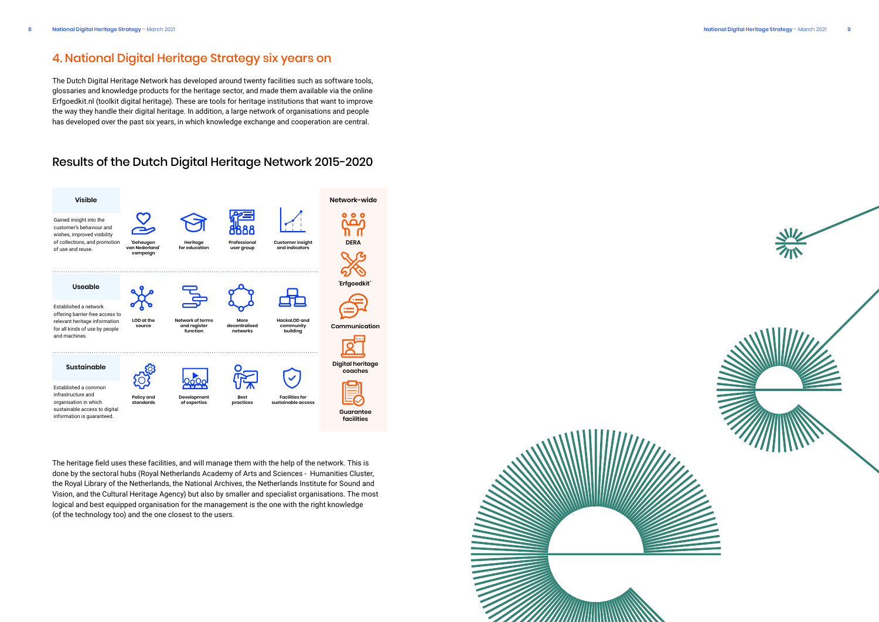## 4. National Digital Heritage Strategy six years on

The Dutch Digital Heritage Network has developed around twenty facilities such as software tools, glossaries and knowledge products for the heritage sector, and made them available via the online Erfgoedkit.nl (toolkit digital heritage). These are tools for heritage institutions that want to improve the way they handle their digital heritage. In addition, a large network of organisations and people has developed over the past six years, in which knowledge exchange and cooperation are central.

### Results of the Dutch Digital Heritage Network 2015-2020

**Visible**

Gained insight into the customer's behaviour and wishes, improved visibility of collections, and promotion of use and reuse.

- 'Geheugen van Nederland' campaign
- Heritage for education
- Professional user group
- Customer insight and indicators

**Useable**

Established a network offering barrier-free access to relevant heritage information for all kinds of use by people and machines.

- LOD at the source
- Network of terms and register function
- More decentralised networks
- HackaLOD and community building

**Sustainable**

Established a common infrastructure and organisation in which sustainable access to digital information is guaranteed.

- Policy and standards
- Development of expertise
- Best practices
- Facilities for sustainable access

**Network-wide**

- DERA
- 'Erfgoedkit'
- Communication
- Digital heritage coaches
- Guarantee facilities

The heritage field uses these facilities, and will manage them with the help of the network. This is done by the sectoral hubs (Royal Netherlands Academy of Arts and Sciences - Humanities Cluster, the Royal Library of the Netherlands, the National Archives, the Netherlands Institute for Sound and Vision, and the Cultural Heritage Agency) but also by smaller and specialist organisations. The most logical and best equipped organisation for the management is the one with the right knowledge (of the technology too) and the one closest to the users.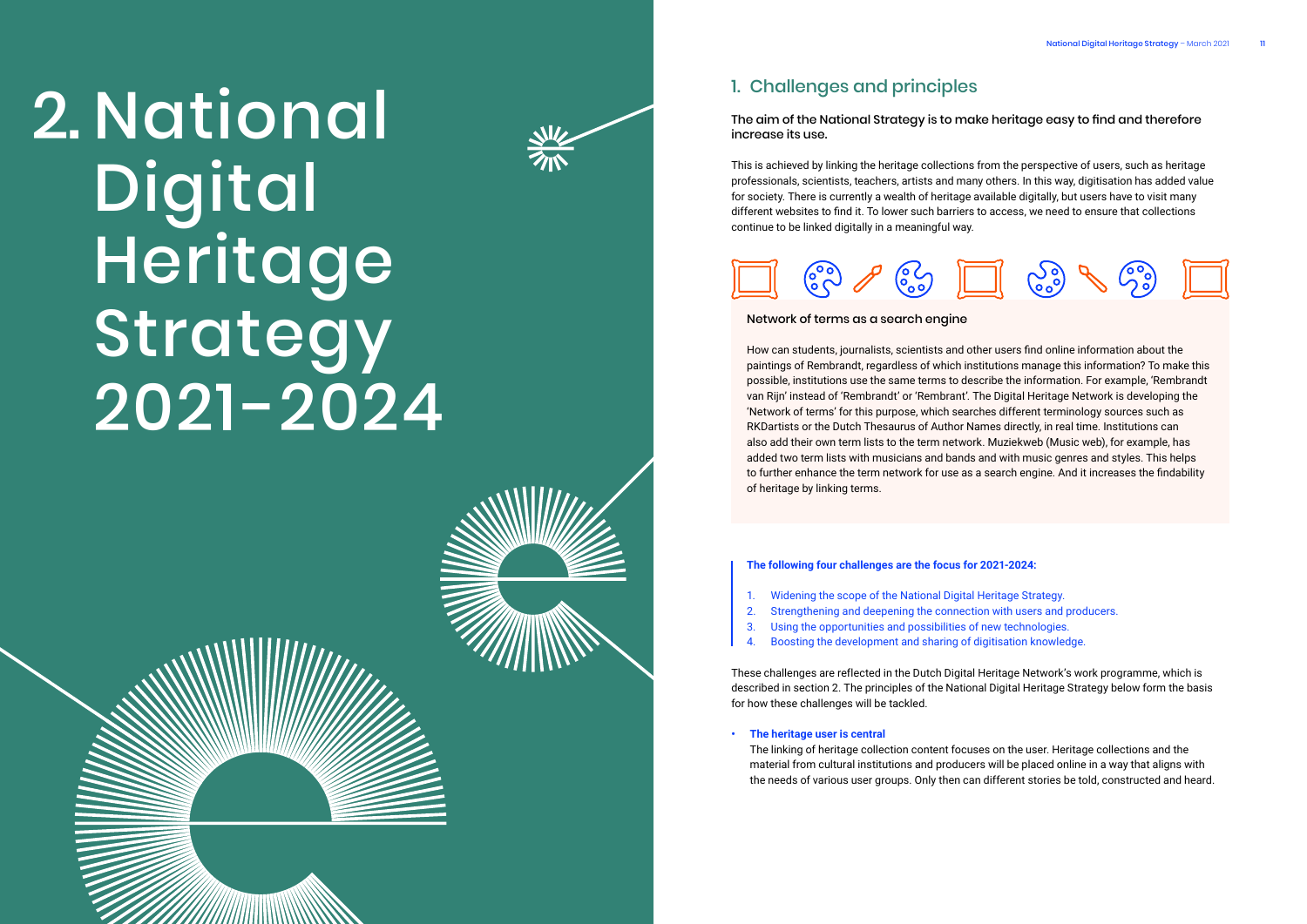# 2. National Digital Heritage Strategy 2021-2024

## 1. Challenges and principles

**The aim of the National Strategy is to make heritage easy to find and therefore increase its use.**

This is achieved by linking the heritage collections from the perspective of users, such as heritage professionals, scientists, teachers, artists and many others. In this way, digitisation has added value for society. There is currently a wealth of heritage available digitally, but users have to visit many different websites to find it. To lower such barriers to access, we need to ensure that collections continue to be linked digitally in a meaningful way.

### Network of terms as a search engine

How can students, journalists, scientists and other users find online information about the paintings of Rembrandt, regardless of which institutions manage this information? To make this possible, institutions use the same terms to describe the information. For example, 'Rembrandt van Rijn' instead of 'Rembrandt' or 'Rembrant'. The Digital Heritage Network is developing the 'Network of terms' for this purpose, which searches different terminology sources such as RKDartists or the Dutch Thesaurus of Author Names directly, in real time. Institutions can also add their own term lists to the term network. Muziekweb (Music web), for example, has added two term lists with musicians and bands and with music genres and styles. This helps to further enhance the term network for use as a search engine. And it increases the findability of heritage by linking terms.

**The following four challenges are the focus for 2021-2024:**

1. Widening the scope of the National Digital Heritage Strategy.
2. Strengthening and deepening the connection with users and producers.
3. Using the opportunities and possibilities of new technologies.
4. Boosting the development and sharing of digitisation knowledge.

These challenges are reflected in the Dutch Digital Heritage Network's work programme, which is described in section 2. The principles of the National Digital Heritage Strategy below form the basis for how these challenges will be tackled.

- **The heritage user is central**
  The linking of heritage collection content focuses on the user. Heritage collections and the material from cultural institutions and producers will be placed online in a way that aligns with the needs of various user groups. Only then can different stories be told, constructed and heard.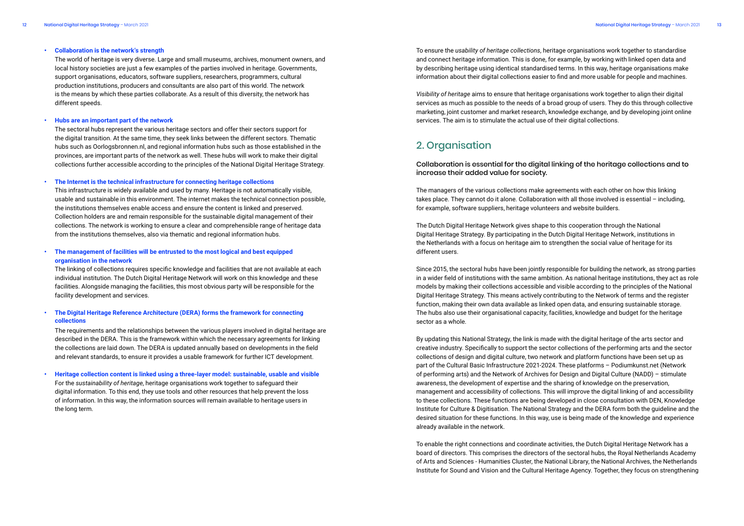- **Collaboration is the network's strength**
  The world of heritage is very diverse. Large and small museums, archives, monument owners, and local history societies are just a few examples of the parties involved in heritage. Governments, support organisations, educators, software suppliers, researchers, programmers, cultural production institutions, producers and consultants are also part of this world. The network is the means by which these parties collaborate. As a result of this diversity, the network has different speeds.

- **Hubs are an important part of the network**
  The sectoral hubs represent the various heritage sectors and offer their sectors support for the digital transition. At the same time, they seek links between the different sectors. Thematic hubs such as Oorlogsbronnen.nl, and regional information hubs such as those established in the provinces, are important parts of the network as well. These hubs will work to make their digital collections further accessible according to the principles of the National Digital Heritage Strategy.

- **The Internet is the technical infrastructure for connecting heritage collections**
  This infrastructure is widely available and used by many. Heritage is not automatically visible, usable and sustainable in this environment. The internet makes the technical connection possible, the institutions themselves enable access and ensure the content is linked and preserved. Collection holders are and remain responsible for the sustainable digital management of their collections. The network is working to ensure a clear and comprehensible range of heritage data from the institutions themselves, also via thematic and regional information hubs.

- **The management of facilities will be entrusted to the most logical and best equipped organisation in the network**
  The linking of collections requires specific knowledge and facilities that are not available at each individual institution. The Dutch Digital Heritage Network will work on this knowledge and these facilities. Alongside managing the facilities, this most obvious party will be responsible for the facility development and services.

- **The Digital Heritage Reference Architecture (DERA) forms the framework for connecting collections**
  The requirements and the relationships between the various players involved in digital heritage are described in the DERA. This is the framework within which the necessary agreements for linking the collections are laid down. The DERA is updated annually based on developments in the field and relevant standards, to ensure it provides a usable framework for further ICT development.

- **Heritage collection content is linked using a three-layer model: sustainable, usable and visible**
  For the *sustainability of heritage*, heritage organisations work together to safeguard their digital information. To this end, they use tools and other resources that help prevent the loss of information. In this way, the information sources will remain available to heritage users in the long term.

To ensure the *usability of heritage collections*, heritage organisations work together to standardise and connect heritage information. This is done, for example, by working with linked open data and by describing heritage using identical standardised terms. In this way, heritage organisations make information about their digital collections easier to find and more usable for people and machines.

*Visibility of heritage* aims to ensure that heritage organisations work together to align their digital services as much as possible to the needs of a broad group of users. They do this through collective marketing, joint customer and market research, knowledge exchange, and by developing joint online services. The aim is to stimulate the actual use of their digital collections.

## 2. Organisation

### Collaboration is essential for the digital linking of the heritage collections and to increase their added value for society.

The managers of the various collections make agreements with each other on how this linking takes place. They cannot do it alone. Collaboration with all those involved is essential – including, for example, software suppliers, heritage volunteers and website builders.

The Dutch Digital Heritage Network gives shape to this cooperation through the National Digital Heritage Strategy. By participating in the Dutch Digital Heritage Network, institutions in the Netherlands with a focus on heritage aim to strengthen the social value of heritage for its different users.

Since 2015, the sectoral hubs have been jointly responsible for building the network, as strong parties in a wider field of institutions with the same ambition. As national heritage institutions, they act as role models by making their collections accessible and visible according to the principles of the National Digital Heritage Strategy. This means actively contributing to the Network of terms and the register function, making their own data available as linked open data, and ensuring sustainable storage. The hubs also use their organisational capacity, facilities, knowledge and budget for the heritage sector as a whole.

By updating this National Strategy, the link is made with the digital heritage of the arts sector and creative industry. Specifically to support the sector collections of the performing arts and the sector collections of design and digital culture, two network and platform functions have been set up as part of the Cultural Basic Infrastructure 2021-2024. These platforms – Podiumkunst.net (Network of performing arts) and the Network of Archives for Design and Digital Culture (NADD) – stimulate awareness, the development of expertise and the sharing of knowledge on the preservation, management and accessibility of collections. This will improve the digital linking of and accessibility to these collections. These functions are being developed in close consultation with DEN, Knowledge Institute for Culture & Digitisation. The National Strategy and the DERA form both the guideline and the desired situation for these functions. In this way, use is being made of the knowledge and experience already available in the network.

To enable the right connections and coordinate activities, the Dutch Digital Heritage Network has a board of directors. This comprises the directors of the sectoral hubs, the Royal Netherlands Academy of Arts and Sciences - Humanities Cluster, the National Library, the National Archives, the Netherlands Institute for Sound and Vision and the Cultural Heritage Agency. Together, they focus on strengthening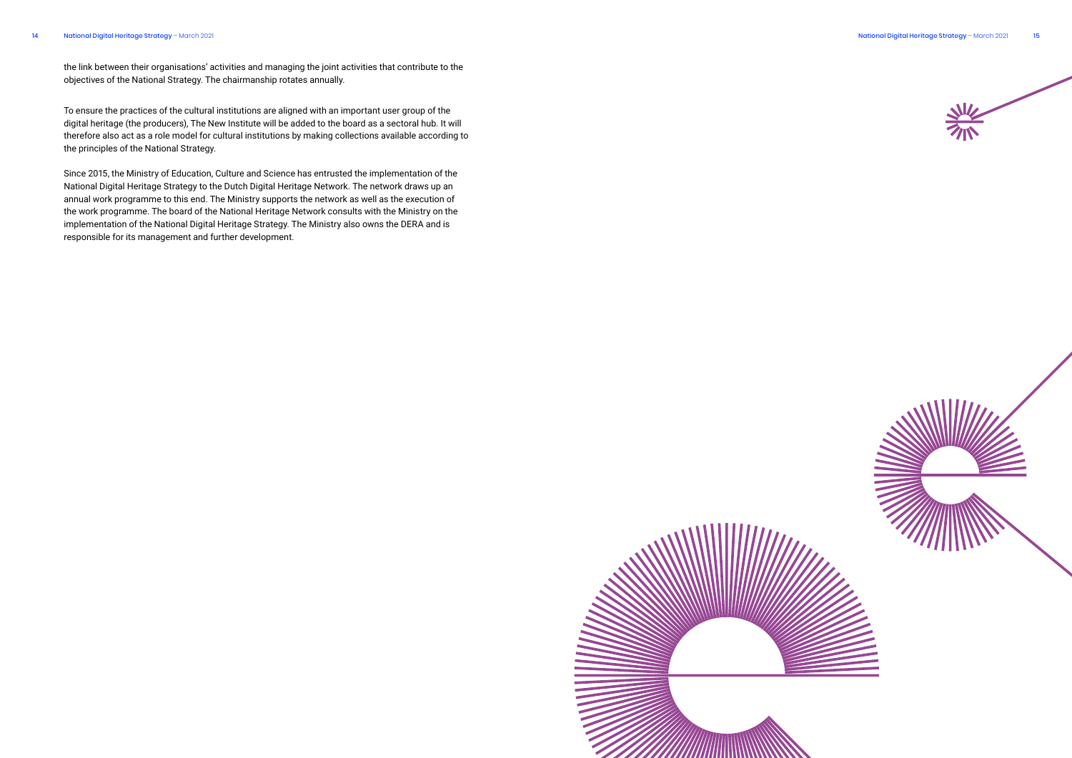the link between their organisations' activities and managing the joint activities that contribute to the objectives of the National Strategy. The chairmanship rotates annually.

To ensure the practices of the cultural institutions are aligned with an important user group of the digital heritage (the producers), The New Institute will be added to the board as a sectoral hub. It will therefore also act as a role model for cultural institutions by making collections available according to the principles of the National Strategy.

Since 2015, the Ministry of Education, Culture and Science has entrusted the implementation of the National Digital Heritage Strategy to the Dutch Digital Heritage Network. The network draws up an annual work programme to this end. The Ministry supports the network as well as the execution of the work programme. The board of the National Heritage Network consults with the Ministry on the implementation of the National Digital Heritage Strategy. The Ministry also owns the DERA and is responsible for its management and further development.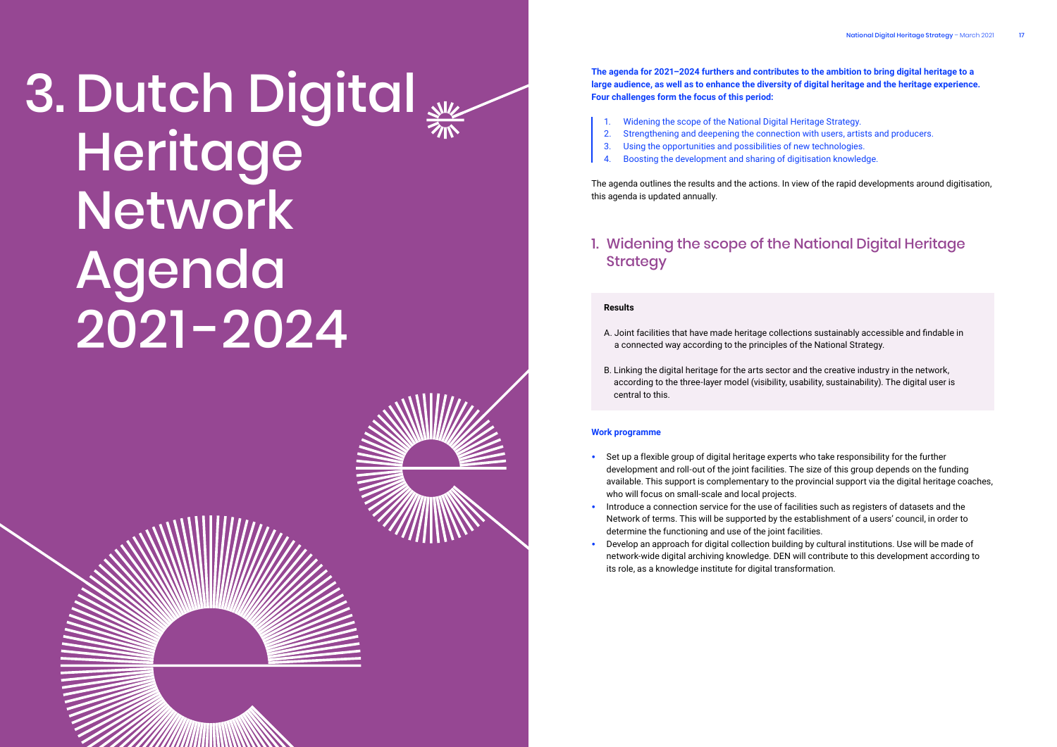# 3. Dutch Digital Heritage Network Agenda 2021-2024

**The agenda for 2021–2024 furthers and contributes to the ambition to bring digital heritage to a large audience, as well as to enhance the diversity of digital heritage and the heritage experience. Four challenges form the focus of this period:**

1. Widening the scope of the National Digital Heritage Strategy.
2. Strengthening and deepening the connection with users, artists and producers.
3. Using the opportunities and possibilities of new technologies.
4. Boosting the development and sharing of digitisation knowledge.

The agenda outlines the results and the actions. In view of the rapid developments around digitisation, this agenda is updated annually.

## 1. Widening the scope of the National Digital Heritage Strategy

**Results**

A. Joint facilities that have made heritage collections sustainably accessible and findable in a connected way according to the principles of the National Strategy.

B. Linking the digital heritage for the arts sector and the creative industry in the network, according to the three-layer model (visibility, usability, sustainability). The digital user is central to this.

**Work programme**

- Set up a flexible group of digital heritage experts who take responsibility for the further development and roll-out of the joint facilities. The size of this group depends on the funding available. This support is complementary to the provincial support via the digital heritage coaches, who will focus on small-scale and local projects.
- Introduce a connection service for the use of facilities such as registers of datasets and the Network of terms. This will be supported by the establishment of a users' council, in order to determine the functioning and use of the joint facilities.
- Develop an approach for digital collection building by cultural institutions. Use will be made of network-wide digital archiving knowledge. DEN will contribute to this development according to its role, as a knowledge institute for digital transformation.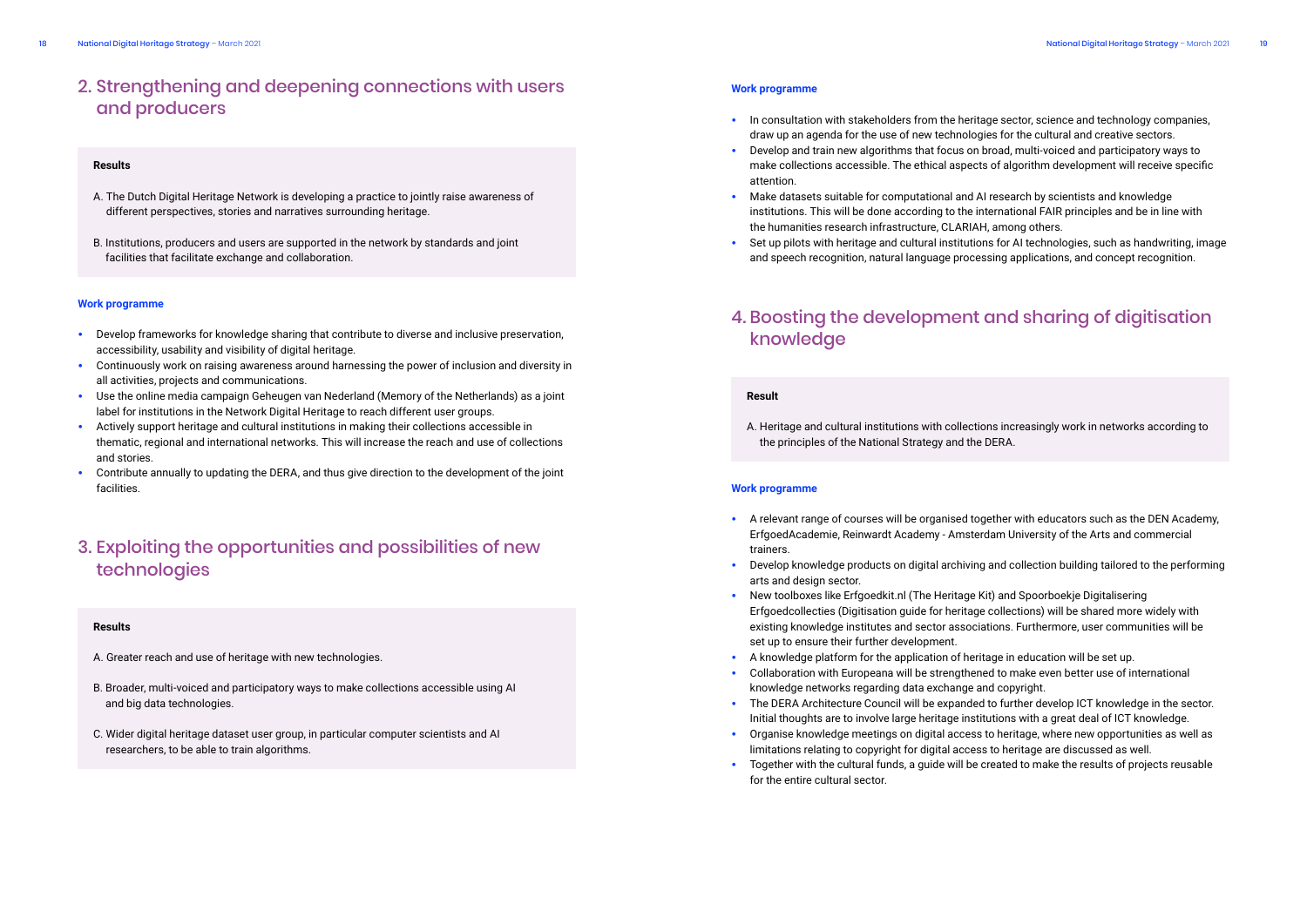## 2. Strengthening and deepening connections with users and producers

**Results**

A. The Dutch Digital Heritage Network is developing a practice to jointly raise awareness of different perspectives, stories and narratives surrounding heritage.

B. Institutions, producers and users are supported in the network by standards and joint facilities that facilitate exchange and collaboration.

**Work programme**

- Develop frameworks for knowledge sharing that contribute to diverse and inclusive preservation, accessibility, usability and visibility of digital heritage.
- Continuously work on raising awareness around harnessing the power of inclusion and diversity in all activities, projects and communications.
- Use the online media campaign Geheugen van Nederland (Memory of the Netherlands) as a joint label for institutions in the Network Digital Heritage to reach different user groups.
- Actively support heritage and cultural institutions in making their collections accessible in thematic, regional and international networks. This will increase the reach and use of collections and stories.
- Contribute annually to updating the DERA, and thus give direction to the development of the joint facilities.

## 3. Exploiting the opportunities and possibilities of new technologies

**Results**

A. Greater reach and use of heritage with new technologies.

B. Broader, multi-voiced and participatory ways to make collections accessible using AI and big data technologies.

C. Wider digital heritage dataset user group, in particular computer scientists and AI researchers, to be able to train algorithms.

**Work programme**

- In consultation with stakeholders from the heritage sector, science and technology companies, draw up an agenda for the use of new technologies for the cultural and creative sectors.
- Develop and train new algorithms that focus on broad, multi-voiced and participatory ways to make collections accessible. The ethical aspects of algorithm development will receive specific attention.
- Make datasets suitable for computational and AI research by scientists and knowledge institutions. This will be done according to the international FAIR principles and be in line with the humanities research infrastructure, CLARIAH, among others.
- Set up pilots with heritage and cultural institutions for AI technologies, such as handwriting, image and speech recognition, natural language processing applications, and concept recognition.

## 4. Boosting the development and sharing of digitisation knowledge

**Result**

A. Heritage and cultural institutions with collections increasingly work in networks according to the principles of the National Strategy and the DERA.

**Work programme**

- A relevant range of courses will be organised together with educators such as the DEN Academy, ErfgoedAcademie, Reinwardt Academy - Amsterdam University of the Arts and commercial trainers.
- Develop knowledge products on digital archiving and collection building tailored to the performing arts and design sector.
- New toolboxes like Erfgoedkit.nl (The Heritage Kit) and Spoorboekje Digitalisering Erfgoedcollecties (Digitisation guide for heritage collections) will be shared more widely with existing knowledge institutes and sector associations. Furthermore, user communities will be set up to ensure their further development.
- A knowledge platform for the application of heritage in education will be set up.
- Collaboration with Europeana will be strengthened to make even better use of international knowledge networks regarding data exchange and copyright.
- The DERA Architecture Council will be expanded to further develop ICT knowledge in the sector. Initial thoughts are to involve large heritage institutions with a great deal of ICT knowledge.
- Organise knowledge meetings on digital access to heritage, where new opportunities as well as limitations relating to copyright for digital access to heritage are discussed as well.
- Together with the cultural funds, a guide will be created to make the results of projects reusable for the entire cultural sector.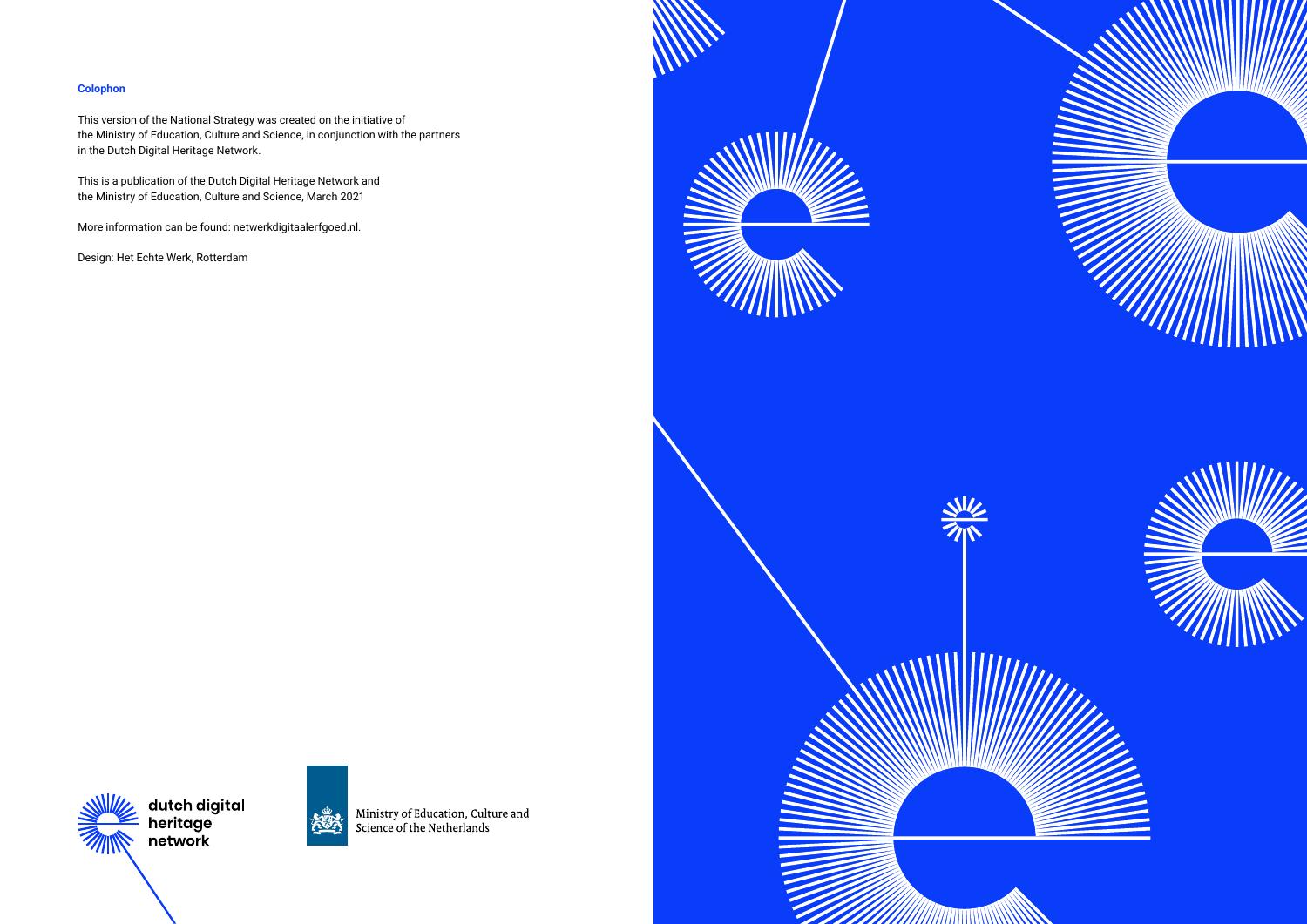**Colophon**

This version of the National Strategy was created on the initiative of the Ministry of Education, Culture and Science, in conjunction with the partners in the Dutch Digital Heritage Network.

This is a publication of the Dutch Digital Heritage Network and the Ministry of Education, Culture and Science, March 2021

More information can be found: netwerkdigitaalerfgoed.nl.

Design: Het Echte Werk, Rotterdam

dutch digital heritage network

Ministry of Education, Culture and Science of the Netherlands